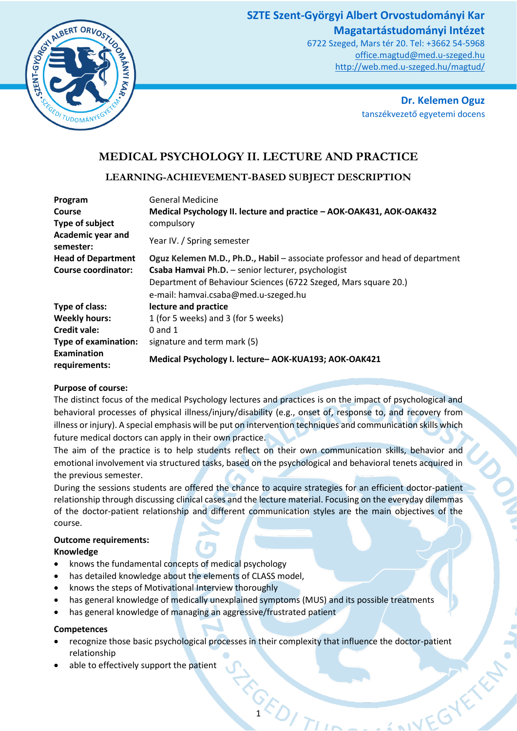SZTE Szent-Györgyi Albert Orvostudományi Kar
Magatartástudományi Intézet
6722 Szeged, Mars tér 20. Tel: +3662 54-5968
office.magtud@med.u-szeged.hu
http://web.med.u-szeged.hu/magtud/

**Dr. Kelemen Oguz**
tanszékvezető egyetemi docens

# MEDICAL PSYCHOLOGY II. LECTURE AND PRACTICE

## LEARNING-ACHIEVEMENT-BASED SUBJECT DESCRIPTION

| | |
|---|---|
| **Program** | General Medicine |
| **Course** | **Medical Psychology II. lecture and practice – AOK-OAK431, AOK-OAK432** |
| **Type of subject** | compulsory |
| **Academic year and semester:** | Year IV. / Spring semester |
| **Head of Department** | **Oguz Kelemen M.D., Ph.D., Habil** – associate professor and head of department |
| **Course coordinator:** | **Csaba Hamvai Ph.D.** – senior lecturer, psychologist<br>Department of Behaviour Sciences (6722 Szeged, Mars square 20.)<br>e-mail: hamvai.csaba@med.u-szeged.hu |
| **Type of class:** | **lecture and practice** |
| **Weekly hours:** | 1 (for 5 weeks) and 3 (for 5 weeks) |
| **Credit vale:** | 0 and 1 |
| **Type of examination:** | signature and term mark (5) |
| **Examination requirements:** | **Medical Psychology I. lecture– AOK-KUA193; AOK-OAK421** |

**Purpose of course:**

The distinct focus of the medical Psychology lectures and practices is on the impact of psychological and behavioral processes of physical illness/injury/disability (e.g., onset of, response to, and recovery from illness or injury). A special emphasis will be put on intervention techniques and communication skills which future medical doctors can apply in their own practice.

The aim of the practice is to help students reflect on their own communication skills, behavior and emotional involvement via structured tasks, based on the psychological and behavioral tenets acquired in the previous semester.

During the sessions students are offered the chance to acquire strategies for an efficient doctor-patient relationship through discussing clinical cases and the lecture material. Focusing on the everyday dilemmas of the doctor-patient relationship and different communication styles are the main objectives of the course.

**Outcome requirements:**

**Knowledge**

- knows the fundamental concepts of medical psychology
- has detailed knowledge about the elements of CLASS model,
- knows the steps of Motivational Interview thoroughly
- has general knowledge of medically unexplained symptoms (MUS) and its possible treatments
- has general knowledge of managing an aggressive/frustrated patient

**Competences**

- recognize those basic psychological processes in their complexity that influence the doctor-patient relationship
- able to effectively support the patient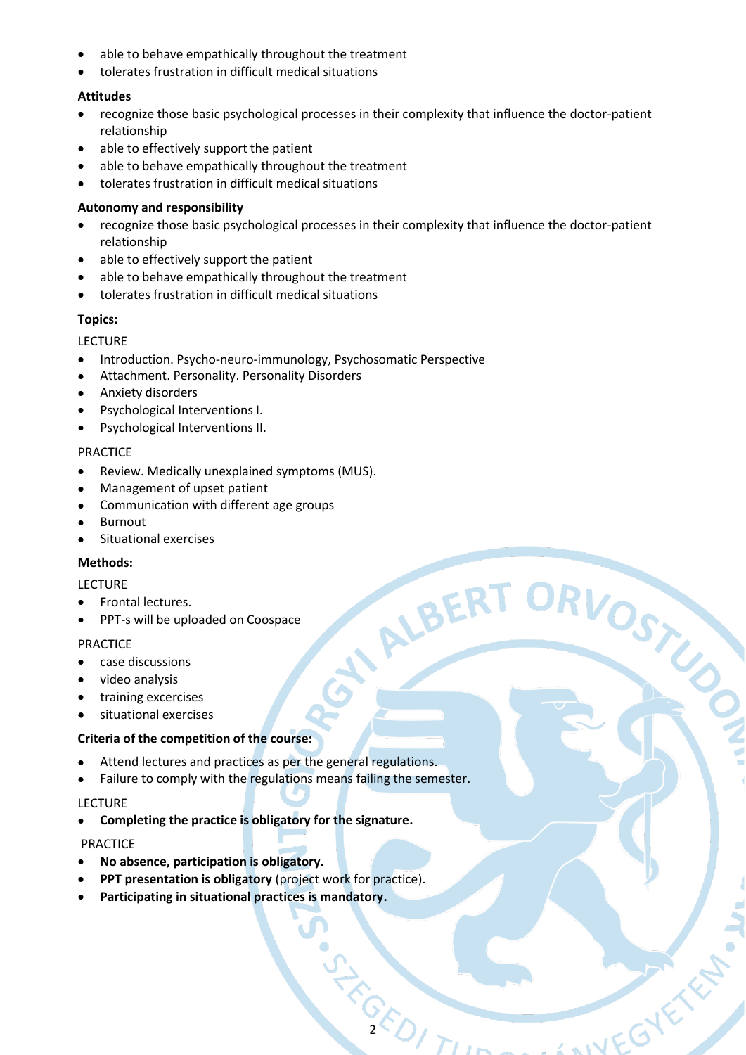- able to behave empathically throughout the treatment
- tolerates frustration in difficult medical situations

**Attitudes**

- recognize those basic psychological processes in their complexity that influence the doctor-patient relationship
- able to effectively support the patient
- able to behave empathically throughout the treatment
- tolerates frustration in difficult medical situations

**Autonomy and responsibility**

- recognize those basic psychological processes in their complexity that influence the doctor-patient relationship
- able to effectively support the patient
- able to behave empathically throughout the treatment
- tolerates frustration in difficult medical situations

**Topics:**

LECTURE

- Introduction. Psycho-neuro-immunology, Psychosomatic Perspective
- Attachment. Personality. Personality Disorders
- Anxiety disorders
- Psychological Interventions I.
- Psychological Interventions II.

PRACTICE

- Review. Medically unexplained symptoms (MUS).
- Management of upset patient
- Communication with different age groups
- Burnout
- Situational exercises

**Methods:**

LECTURE

- Frontal lectures.
- PPT-s will be uploaded on Coospace

PRACTICE

- case discussions
- video analysis
- training excercises
- situational exercises

**Criteria of the competition of the course:**

- Attend lectures and practices as per the general regulations.
- Failure to comply with the regulations means failing the semester.

LECTURE

- **Completing the practice is obligatory for the signature.**

PRACTICE

- **No absence, participation is obligatory.**
- **PPT presentation is obligatory** (project work for practice).
- **Participating in situational practices is mandatory.**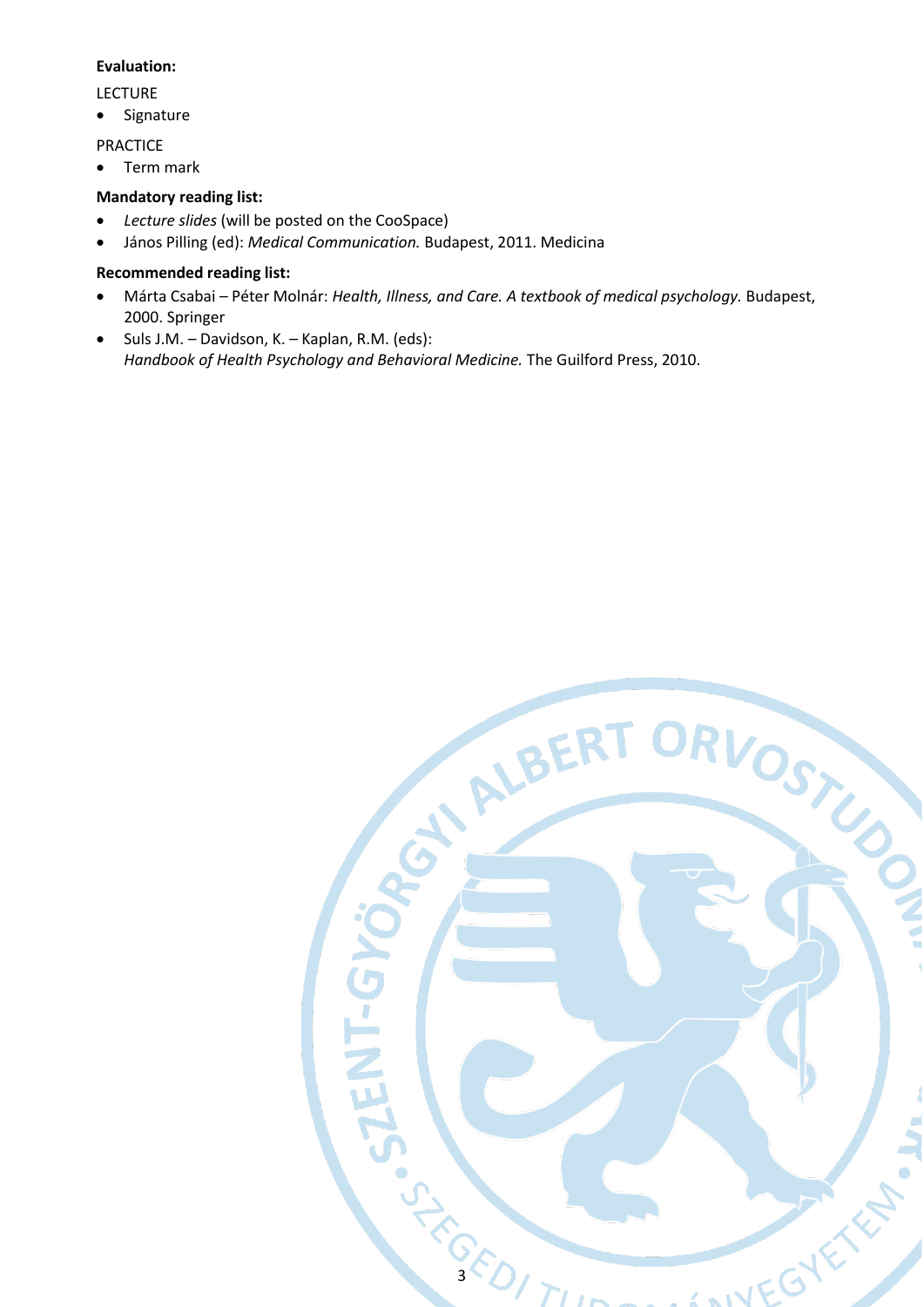**Evaluation:**

LECTURE

- Signature

PRACTICE

- Term mark

**Mandatory reading list:**

- *Lecture slides* (will be posted on the CooSpace)
- János Pilling (ed): *Medical Communication.* Budapest, 2011. Medicina

**Recommended reading list:**

- Márta Csabai – Péter Molnár: *Health, Illness, and Care. A textbook of medical psychology.* Budapest, 2000. Springer
- Suls J.M. – Davidson, K. – Kaplan, R.M. (eds): *Handbook of Health Psychology and Behavioral Medicine.* The Guilford Press, 2010.